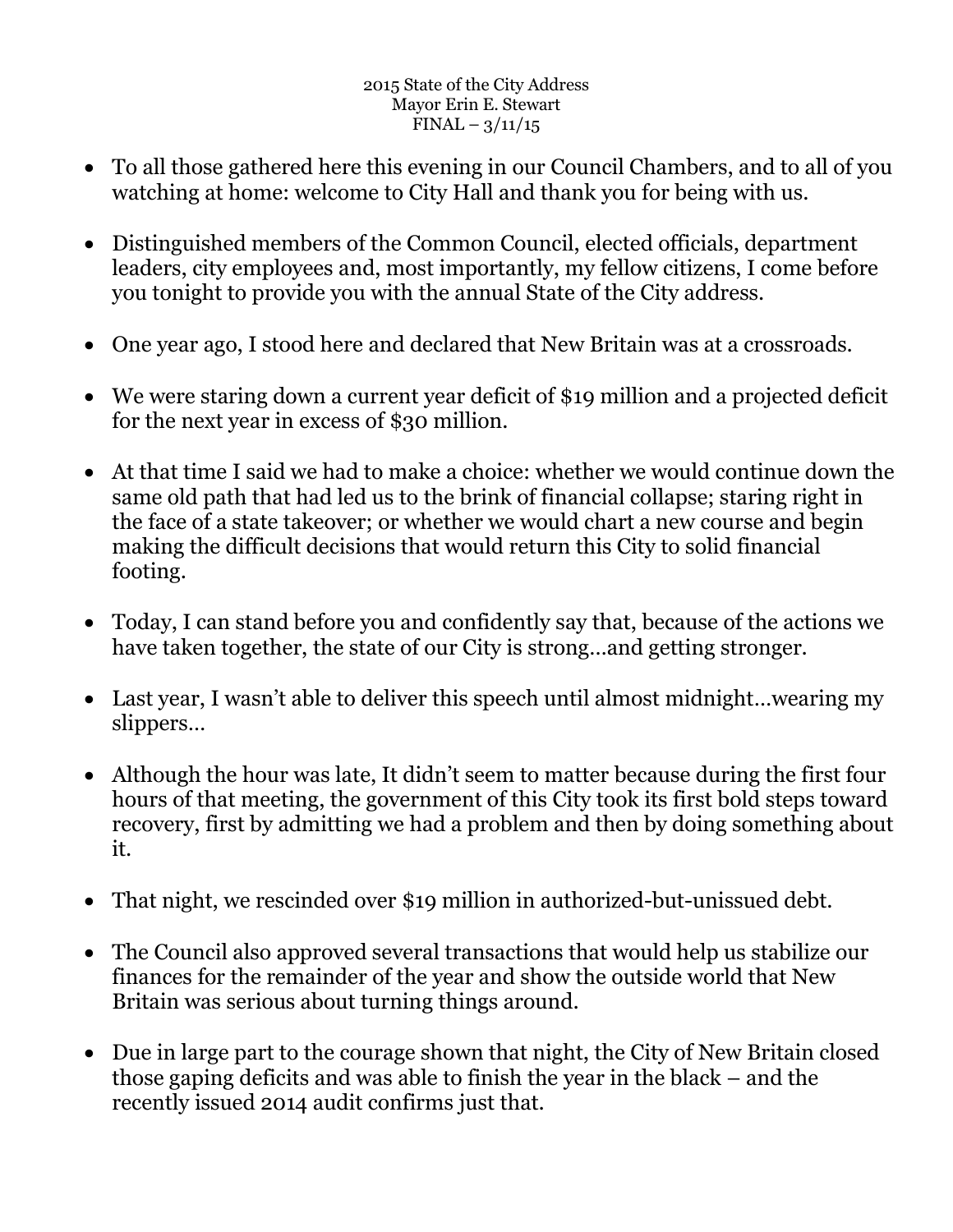2015 State of the City Address
Mayor Erin E. Stewart
FINAL – 3/11/15

- To all those gathered here this evening in our Council Chambers, and to all of you watching at home: welcome to City Hall and thank you for being with us.

- Distinguished members of the Common Council, elected officials, department leaders, city employees and, most importantly, my fellow citizens, I come before you tonight to provide you with the annual State of the City address.

- One year ago, I stood here and declared that New Britain was at a crossroads.

- We were staring down a current year deficit of $19 million and a projected deficit for the next year in excess of $30 million.

- At that time I said we had to make a choice: whether we would continue down the same old path that had led us to the brink of financial collapse; staring right in the face of a state takeover; or whether we would chart a new course and begin making the difficult decisions that would return this City to solid financial footing.

- Today, I can stand before you and confidently say that, because of the actions we have taken together, the state of our City is strong…and getting stronger.

- Last year, I wasn't able to deliver this speech until almost midnight…wearing my slippers…

- Although the hour was late, It didn't seem to matter because during the first four hours of that meeting, the government of this City took its first bold steps toward recovery, first by admitting we had a problem and then by doing something about it.

- That night, we rescinded over $19 million in authorized-but-unissued debt.

- The Council also approved several transactions that would help us stabilize our finances for the remainder of the year and show the outside world that New Britain was serious about turning things around.

- Due in large part to the courage shown that night, the City of New Britain closed those gaping deficits and was able to finish the year in the black – and the recently issued 2014 audit confirms just that.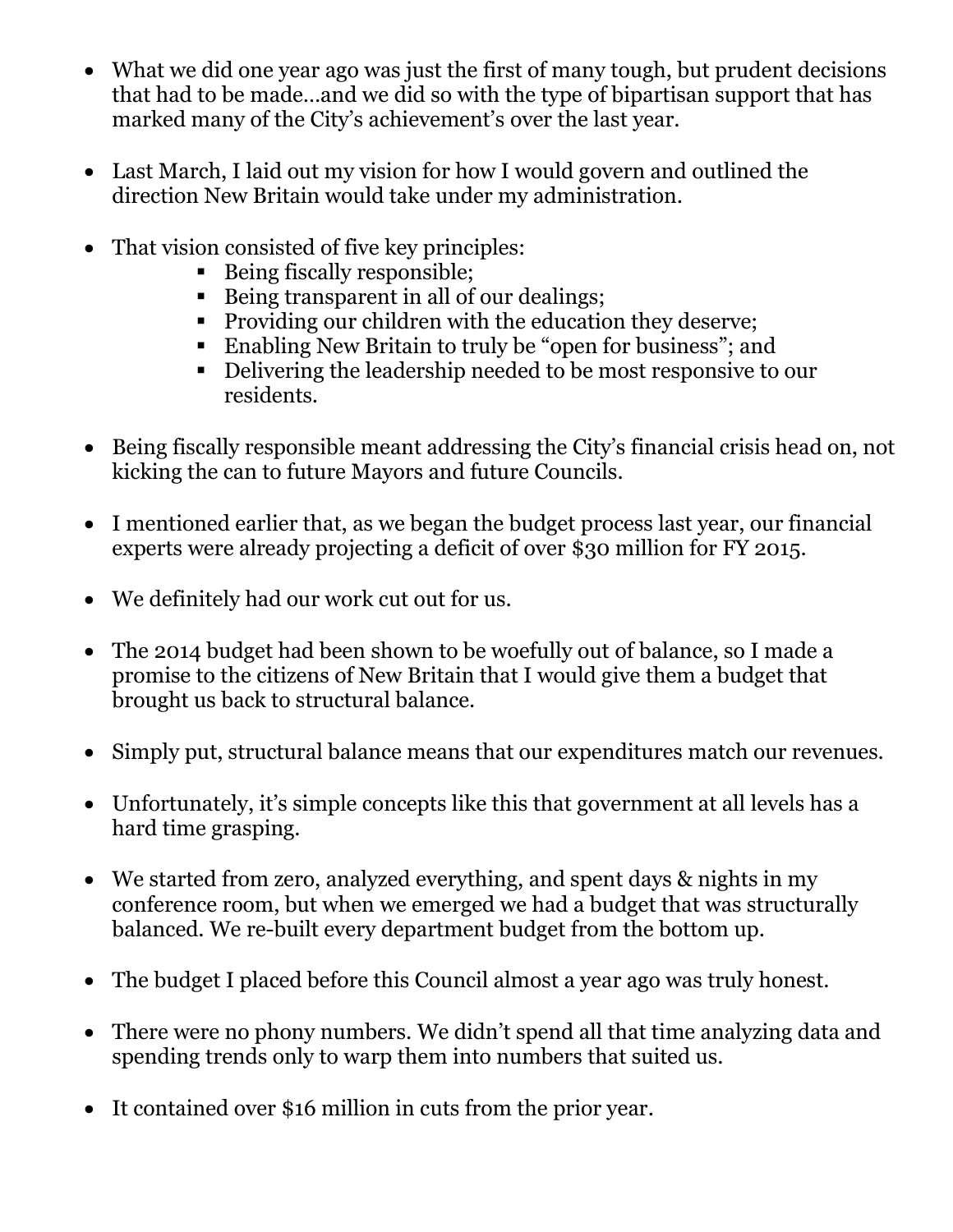- What we did one year ago was just the first of many tough, but prudent decisions that had to be made…and we did so with the type of bipartisan support that has marked many of the City's achievement's over the last year.

- Last March, I laid out my vision for how I would govern and outlined the direction New Britain would take under my administration.

- That vision consisted of five key principles:
  - Being fiscally responsible;
  - Being transparent in all of our dealings;
  - Providing our children with the education they deserve;
  - Enabling New Britain to truly be "open for business"; and
  - Delivering the leadership needed to be most responsive to our residents.

- Being fiscally responsible meant addressing the City's financial crisis head on, not kicking the can to future Mayors and future Councils.

- I mentioned earlier that, as we began the budget process last year, our financial experts were already projecting a deficit of over $30 million for FY 2015.

- We definitely had our work cut out for us.

- The 2014 budget had been shown to be woefully out of balance, so I made a promise to the citizens of New Britain that I would give them a budget that brought us back to structural balance.

- Simply put, structural balance means that our expenditures match our revenues.

- Unfortunately, it's simple concepts like this that government at all levels has a hard time grasping.

- We started from zero, analyzed everything, and spent days & nights in my conference room, but when we emerged we had a budget that was structurally balanced. We re-built every department budget from the bottom up.

- The budget I placed before this Council almost a year ago was truly honest.

- There were no phony numbers. We didn't spend all that time analyzing data and spending trends only to warp them into numbers that suited us.

- It contained over $16 million in cuts from the prior year.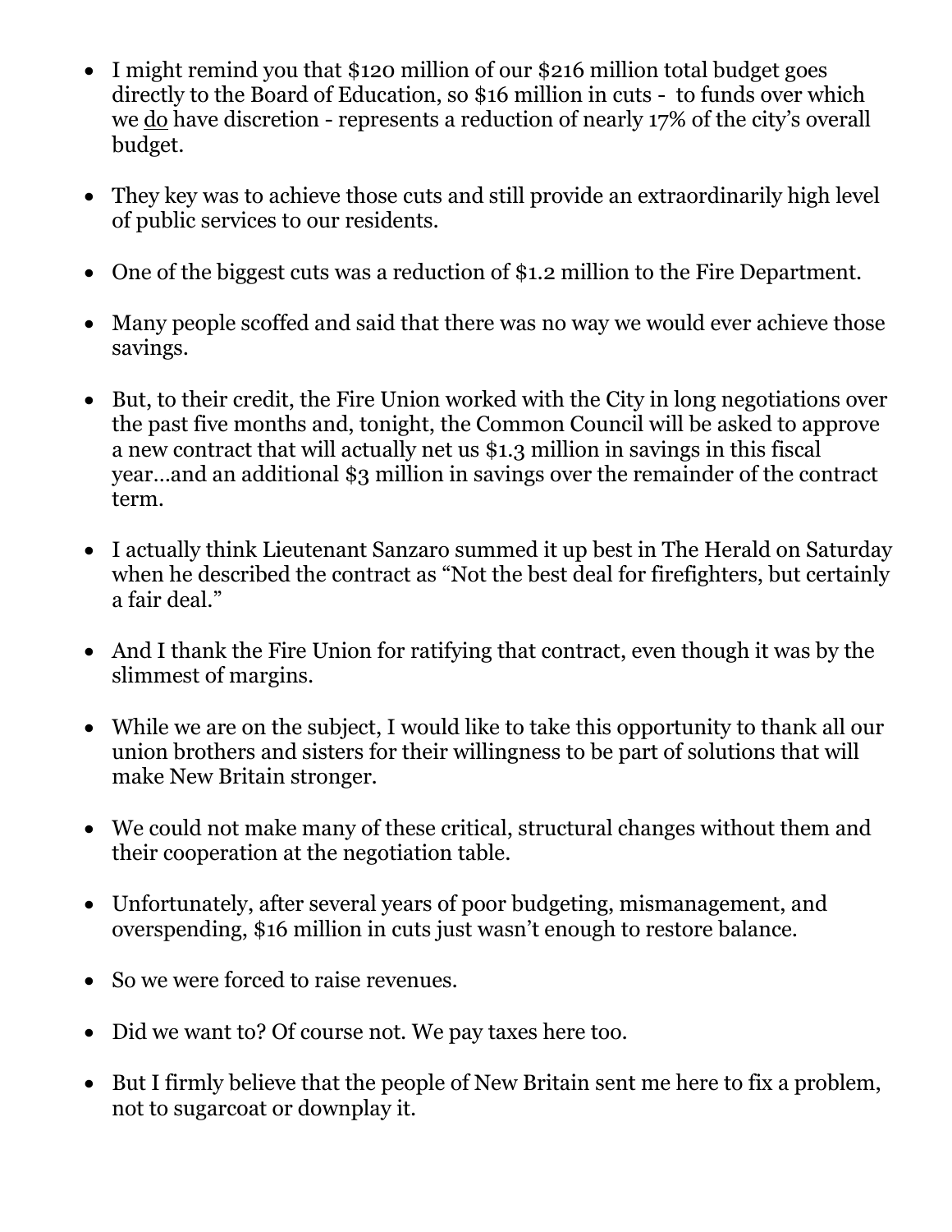- I might remind you that $120 million of our $216 million total budget goes directly to the Board of Education, so $16 million in cuts - to funds over which we <u>do</u> have discretion - represents a reduction of nearly 17% of the city's overall budget.

- They key was to achieve those cuts and still provide an extraordinarily high level of public services to our residents.

- One of the biggest cuts was a reduction of $1.2 million to the Fire Department.

- Many people scoffed and said that there was no way we would ever achieve those savings.

- But, to their credit, the Fire Union worked with the City in long negotiations over the past five months and, tonight, the Common Council will be asked to approve a new contract that will actually net us $1.3 million in savings in this fiscal year…and an additional $3 million in savings over the remainder of the contract term.

- I actually think Lieutenant Sanzaro summed it up best in The Herald on Saturday when he described the contract as "Not the best deal for firefighters, but certainly a fair deal."

- And I thank the Fire Union for ratifying that contract, even though it was by the slimmest of margins.

- While we are on the subject, I would like to take this opportunity to thank all our union brothers and sisters for their willingness to be part of solutions that will make New Britain stronger.

- We could not make many of these critical, structural changes without them and their cooperation at the negotiation table.

- Unfortunately, after several years of poor budgeting, mismanagement, and overspending, $16 million in cuts just wasn't enough to restore balance.

- So we were forced to raise revenues.

- Did we want to? Of course not. We pay taxes here too.

- But I firmly believe that the people of New Britain sent me here to fix a problem, not to sugarcoat or downplay it.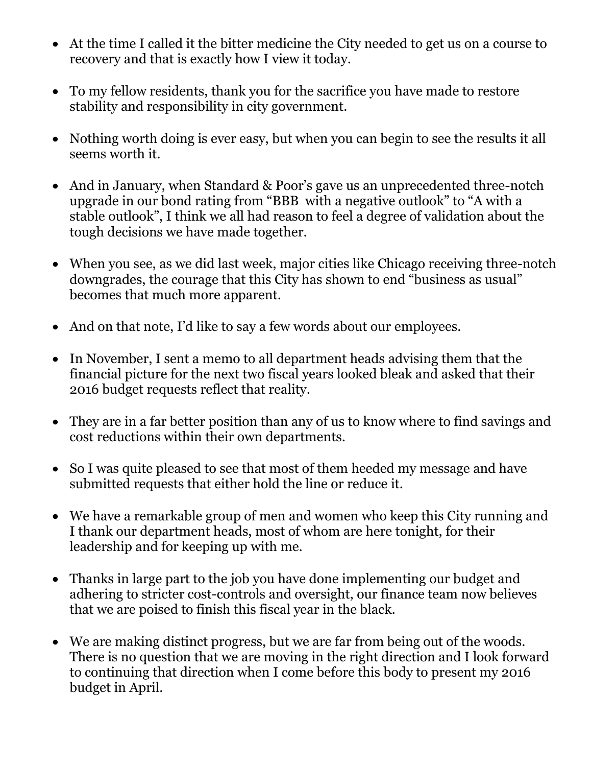- At the time I called it the bitter medicine the City needed to get us on a course to recovery and that is exactly how I view it today.

- To my fellow residents, thank you for the sacrifice you have made to restore stability and responsibility in city government.

- Nothing worth doing is ever easy, but when you can begin to see the results it all seems worth it.

- And in January, when Standard & Poor's gave us an unprecedented three-notch upgrade in our bond rating from "BBB with a negative outlook" to "A with a stable outlook", I think we all had reason to feel a degree of validation about the tough decisions we have made together.

- When you see, as we did last week, major cities like Chicago receiving three-notch downgrades, the courage that this City has shown to end "business as usual" becomes that much more apparent.

- And on that note, I'd like to say a few words about our employees.

- In November, I sent a memo to all department heads advising them that the financial picture for the next two fiscal years looked bleak and asked that their 2016 budget requests reflect that reality.

- They are in a far better position than any of us to know where to find savings and cost reductions within their own departments.

- So I was quite pleased to see that most of them heeded my message and have submitted requests that either hold the line or reduce it.

- We have a remarkable group of men and women who keep this City running and I thank our department heads, most of whom are here tonight, for their leadership and for keeping up with me.

- Thanks in large part to the job you have done implementing our budget and adhering to stricter cost-controls and oversight, our finance team now believes that we are poised to finish this fiscal year in the black.

- We are making distinct progress, but we are far from being out of the woods. There is no question that we are moving in the right direction and I look forward to continuing that direction when I come before this body to present my 2016 budget in April.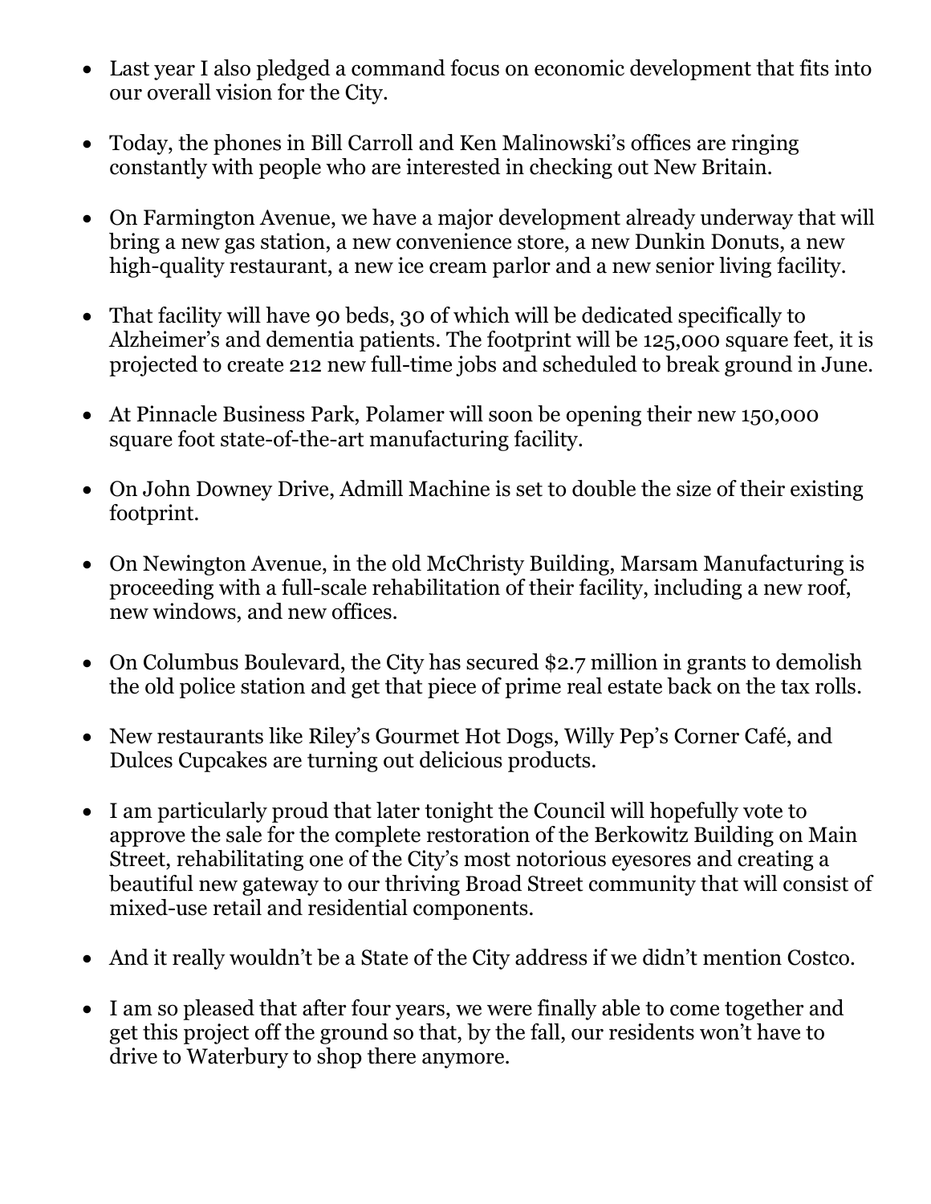- Last year I also pledged a command focus on economic development that fits into our overall vision for the City.

- Today, the phones in Bill Carroll and Ken Malinowski's offices are ringing constantly with people who are interested in checking out New Britain.

- On Farmington Avenue, we have a major development already underway that will bring a new gas station, a new convenience store, a new Dunkin Donuts, a new high-quality restaurant, a new ice cream parlor and a new senior living facility.

- That facility will have 90 beds, 30 of which will be dedicated specifically to Alzheimer's and dementia patients. The footprint will be 125,000 square feet, it is projected to create 212 new full-time jobs and scheduled to break ground in June.

- At Pinnacle Business Park, Polamer will soon be opening their new 150,000 square foot state-of-the-art manufacturing facility.

- On John Downey Drive, Admill Machine is set to double the size of their existing footprint.

- On Newington Avenue, in the old McChristy Building, Marsam Manufacturing is proceeding with a full-scale rehabilitation of their facility, including a new roof, new windows, and new offices.

- On Columbus Boulevard, the City has secured $2.7 million in grants to demolish the old police station and get that piece of prime real estate back on the tax rolls.

- New restaurants like Riley's Gourmet Hot Dogs, Willy Pep's Corner Café, and Dulces Cupcakes are turning out delicious products.

- I am particularly proud that later tonight the Council will hopefully vote to approve the sale for the complete restoration of the Berkowitz Building on Main Street, rehabilitating one of the City's most notorious eyesores and creating a beautiful new gateway to our thriving Broad Street community that will consist of mixed-use retail and residential components.

- And it really wouldn't be a State of the City address if we didn't mention Costco.

- I am so pleased that after four years, we were finally able to come together and get this project off the ground so that, by the fall, our residents won't have to drive to Waterbury to shop there anymore.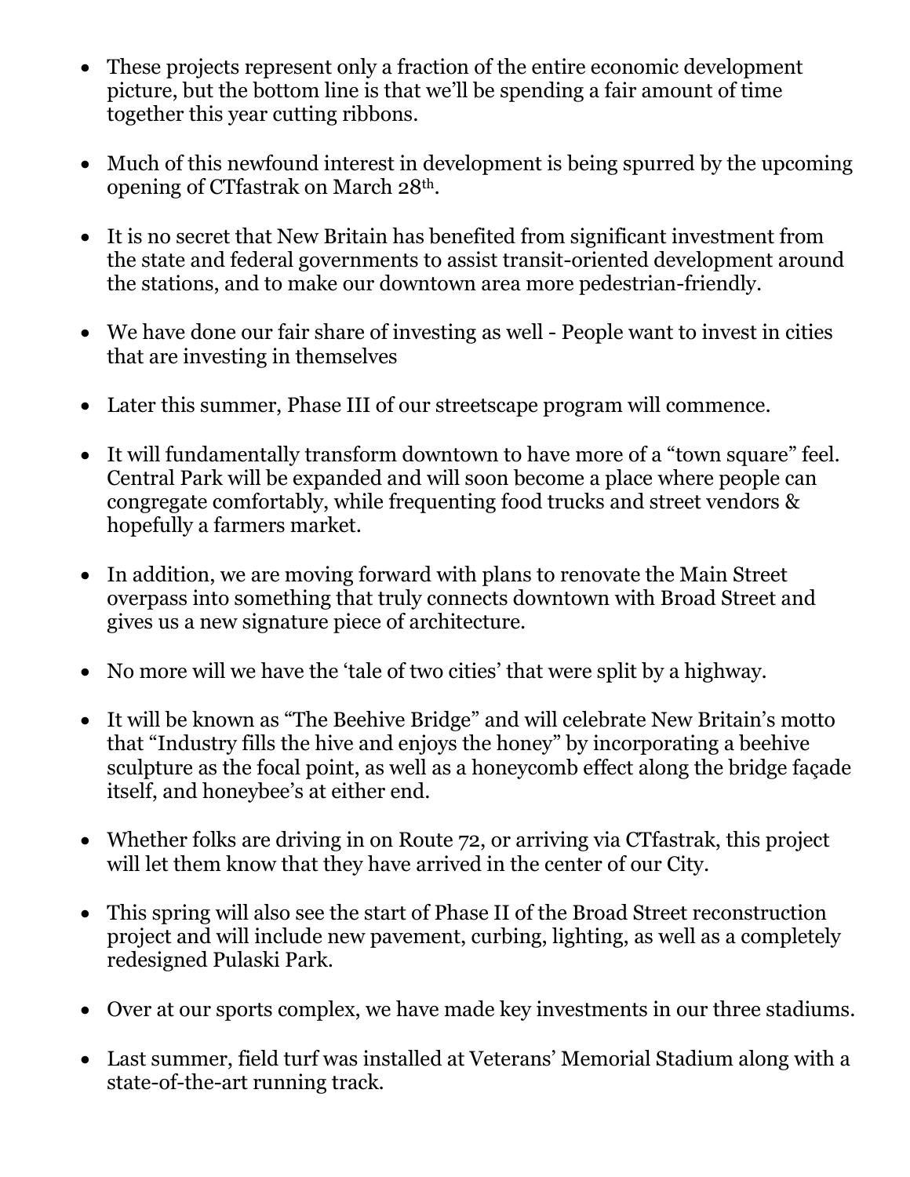- These projects represent only a fraction of the entire economic development picture, but the bottom line is that we'll be spending a fair amount of time together this year cutting ribbons.

- Much of this newfound interest in development is being spurred by the upcoming opening of CTfastrak on March 28th.

- It is no secret that New Britain has benefited from significant investment from the state and federal governments to assist transit-oriented development around the stations, and to make our downtown area more pedestrian-friendly.

- We have done our fair share of investing as well - People want to invest in cities that are investing in themselves

- Later this summer, Phase III of our streetscape program will commence.

- It will fundamentally transform downtown to have more of a "town square" feel. Central Park will be expanded and will soon become a place where people can congregate comfortably, while frequenting food trucks and street vendors & hopefully a farmers market.

- In addition, we are moving forward with plans to renovate the Main Street overpass into something that truly connects downtown with Broad Street and gives us a new signature piece of architecture.

- No more will we have the 'tale of two cities' that were split by a highway.

- It will be known as "The Beehive Bridge" and will celebrate New Britain's motto that "Industry fills the hive and enjoys the honey" by incorporating a beehive sculpture as the focal point, as well as a honeycomb effect along the bridge façade itself, and honeybee's at either end.

- Whether folks are driving in on Route 72, or arriving via CTfastrak, this project will let them know that they have arrived in the center of our City.

- This spring will also see the start of Phase II of the Broad Street reconstruction project and will include new pavement, curbing, lighting, as well as a completely redesigned Pulaski Park.

- Over at our sports complex, we have made key investments in our three stadiums.

- Last summer, field turf was installed at Veterans' Memorial Stadium along with a state-of-the-art running track.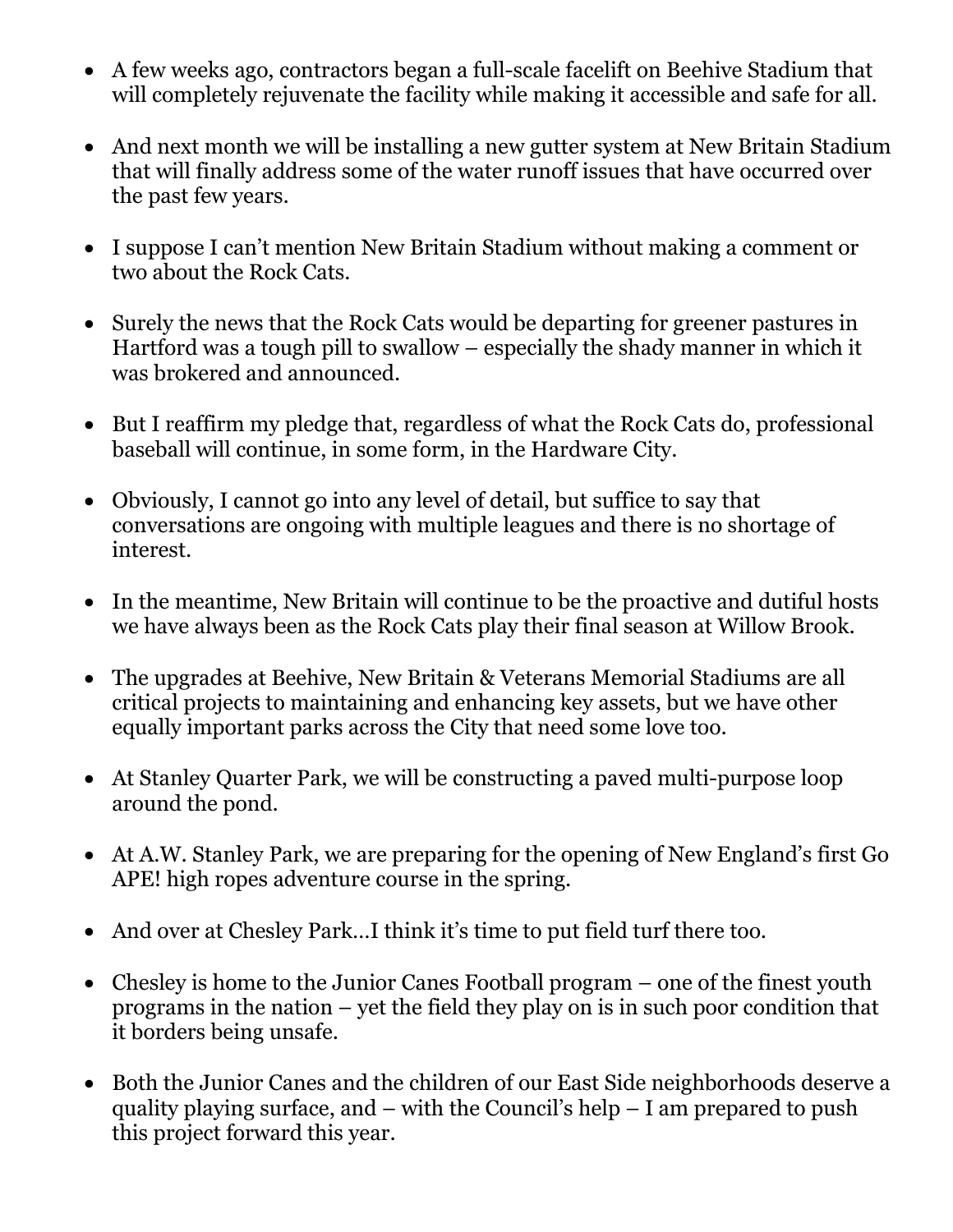- A few weeks ago, contractors began a full-scale facelift on Beehive Stadium that will completely rejuvenate the facility while making it accessible and safe for all.

- And next month we will be installing a new gutter system at New Britain Stadium that will finally address some of the water runoff issues that have occurred over the past few years.

- I suppose I can't mention New Britain Stadium without making a comment or two about the Rock Cats.

- Surely the news that the Rock Cats would be departing for greener pastures in Hartford was a tough pill to swallow – especially the shady manner in which it was brokered and announced.

- But I reaffirm my pledge that, regardless of what the Rock Cats do, professional baseball will continue, in some form, in the Hardware City.

- Obviously, I cannot go into any level of detail, but suffice to say that conversations are ongoing with multiple leagues and there is no shortage of interest.

- In the meantime, New Britain will continue to be the proactive and dutiful hosts we have always been as the Rock Cats play their final season at Willow Brook.

- The upgrades at Beehive, New Britain & Veterans Memorial Stadiums are all critical projects to maintaining and enhancing key assets, but we have other equally important parks across the City that need some love too.

- At Stanley Quarter Park, we will be constructing a paved multi-purpose loop around the pond.

- At A.W. Stanley Park, we are preparing for the opening of New England's first Go APE! high ropes adventure course in the spring.

- And over at Chesley Park…I think it's time to put field turf there too.

- Chesley is home to the Junior Canes Football program – one of the finest youth programs in the nation – yet the field they play on is in such poor condition that it borders being unsafe.

- Both the Junior Canes and the children of our East Side neighborhoods deserve a quality playing surface, and – with the Council's help – I am prepared to push this project forward this year.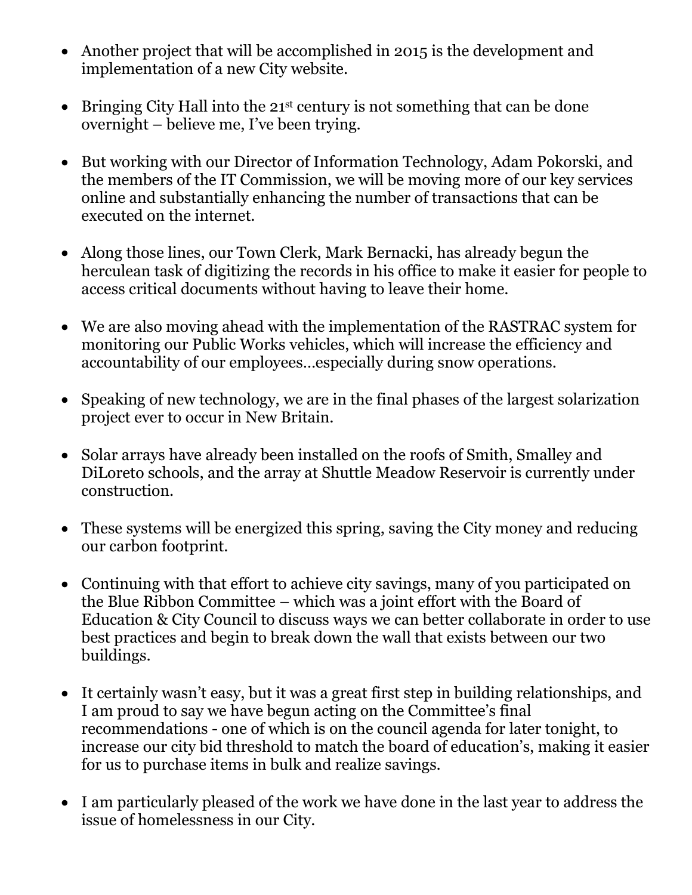- Another project that will be accomplished in 2015 is the development and implementation of a new City website.

- Bringing City Hall into the 21st century is not something that can be done overnight – believe me, I've been trying.

- But working with our Director of Information Technology, Adam Pokorski, and the members of the IT Commission, we will be moving more of our key services online and substantially enhancing the number of transactions that can be executed on the internet.

- Along those lines, our Town Clerk, Mark Bernacki, has already begun the herculean task of digitizing the records in his office to make it easier for people to access critical documents without having to leave their home.

- We are also moving ahead with the implementation of the RASTRAC system for monitoring our Public Works vehicles, which will increase the efficiency and accountability of our employees…especially during snow operations.

- Speaking of new technology, we are in the final phases of the largest solarization project ever to occur in New Britain.

- Solar arrays have already been installed on the roofs of Smith, Smalley and DiLoreto schools, and the array at Shuttle Meadow Reservoir is currently under construction.

- These systems will be energized this spring, saving the City money and reducing our carbon footprint.

- Continuing with that effort to achieve city savings, many of you participated on the Blue Ribbon Committee – which was a joint effort with the Board of Education & City Council to discuss ways we can better collaborate in order to use best practices and begin to break down the wall that exists between our two buildings.

- It certainly wasn't easy, but it was a great first step in building relationships, and I am proud to say we have begun acting on the Committee's final recommendations - one of which is on the council agenda for later tonight, to increase our city bid threshold to match the board of education's, making it easier for us to purchase items in bulk and realize savings.

- I am particularly pleased of the work we have done in the last year to address the issue of homelessness in our City.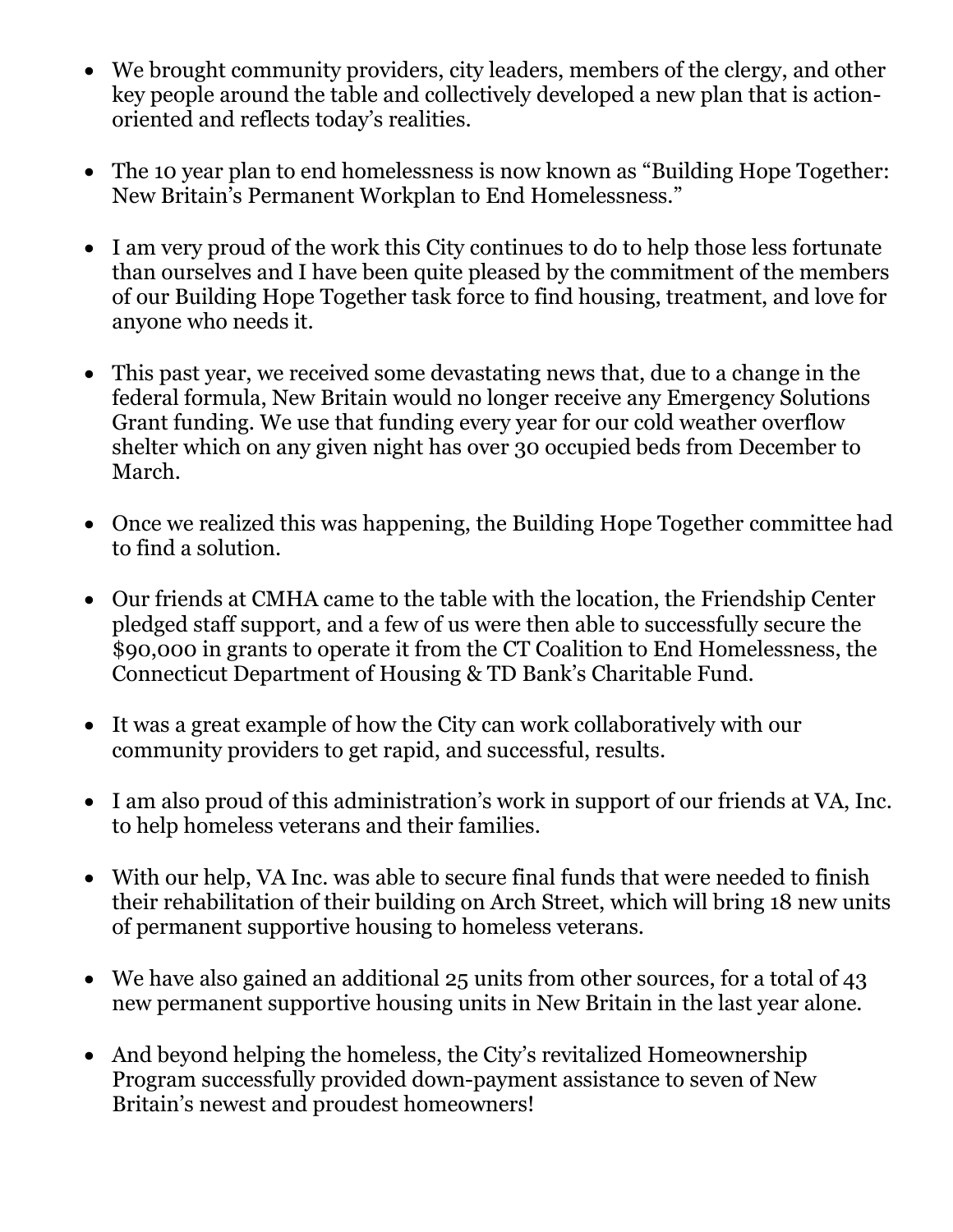- We brought community providers, city leaders, members of the clergy, and other key people around the table and collectively developed a new plan that is action-oriented and reflects today's realities.

- The 10 year plan to end homelessness is now known as "Building Hope Together: New Britain's Permanent Workplan to End Homelessness."

- I am very proud of the work this City continues to do to help those less fortunate than ourselves and I have been quite pleased by the commitment of the members of our Building Hope Together task force to find housing, treatment, and love for anyone who needs it.

- This past year, we received some devastating news that, due to a change in the federal formula, New Britain would no longer receive any Emergency Solutions Grant funding. We use that funding every year for our cold weather overflow shelter which on any given night has over 30 occupied beds from December to March.

- Once we realized this was happening, the Building Hope Together committee had to find a solution.

- Our friends at CMHA came to the table with the location, the Friendship Center pledged staff support, and a few of us were then able to successfully secure the $90,000 in grants to operate it from the CT Coalition to End Homelessness, the Connecticut Department of Housing & TD Bank's Charitable Fund.

- It was a great example of how the City can work collaboratively with our community providers to get rapid, and successful, results.

- I am also proud of this administration's work in support of our friends at VA, Inc. to help homeless veterans and their families.

- With our help, VA Inc. was able to secure final funds that were needed to finish their rehabilitation of their building on Arch Street, which will bring 18 new units of permanent supportive housing to homeless veterans.

- We have also gained an additional 25 units from other sources, for a total of 43 new permanent supportive housing units in New Britain in the last year alone.

- And beyond helping the homeless, the City's revitalized Homeownership Program successfully provided down-payment assistance to seven of New Britain's newest and proudest homeowners!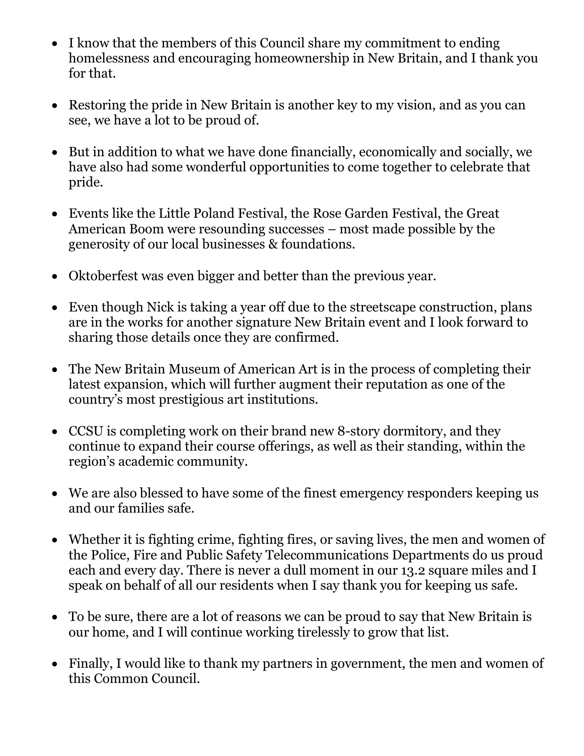- I know that the members of this Council share my commitment to ending homelessness and encouraging homeownership in New Britain, and I thank you for that.

- Restoring the pride in New Britain is another key to my vision, and as you can see, we have a lot to be proud of.

- But in addition to what we have done financially, economically and socially, we have also had some wonderful opportunities to come together to celebrate that pride.

- Events like the Little Poland Festival, the Rose Garden Festival, the Great American Boom were resounding successes – most made possible by the generosity of our local businesses & foundations.

- Oktoberfest was even bigger and better than the previous year.

- Even though Nick is taking a year off due to the streetscape construction, plans are in the works for another signature New Britain event and I look forward to sharing those details once they are confirmed.

- The New Britain Museum of American Art is in the process of completing their latest expansion, which will further augment their reputation as one of the country's most prestigious art institutions.

- CCSU is completing work on their brand new 8-story dormitory, and they continue to expand their course offerings, as well as their standing, within the region's academic community.

- We are also blessed to have some of the finest emergency responders keeping us and our families safe.

- Whether it is fighting crime, fighting fires, or saving lives, the men and women of the Police, Fire and Public Safety Telecommunications Departments do us proud each and every day. There is never a dull moment in our 13.2 square miles and I speak on behalf of all our residents when I say thank you for keeping us safe.

- To be sure, there are a lot of reasons we can be proud to say that New Britain is our home, and I will continue working tirelessly to grow that list.

- Finally, I would like to thank my partners in government, the men and women of this Common Council.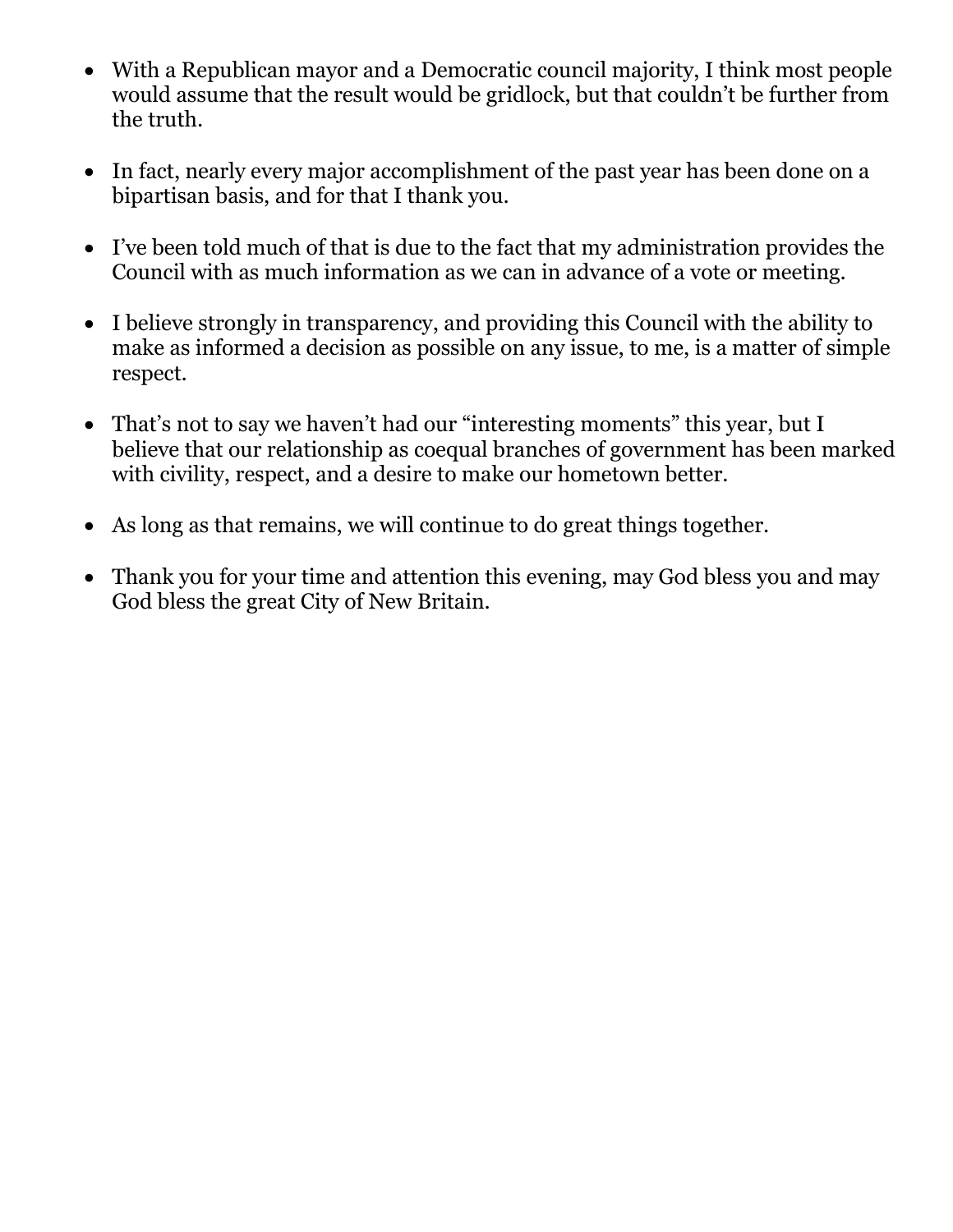- With a Republican mayor and a Democratic council majority, I think most people would assume that the result would be gridlock, but that couldn't be further from the truth.

- In fact, nearly every major accomplishment of the past year has been done on a bipartisan basis, and for that I thank you.

- I've been told much of that is due to the fact that my administration provides the Council with as much information as we can in advance of a vote or meeting.

- I believe strongly in transparency, and providing this Council with the ability to make as informed a decision as possible on any issue, to me, is a matter of simple respect.

- That's not to say we haven't had our "interesting moments" this year, but I believe that our relationship as coequal branches of government has been marked with civility, respect, and a desire to make our hometown better.

- As long as that remains, we will continue to do great things together.

- Thank you for your time and attention this evening, may God bless you and may God bless the great City of New Britain.